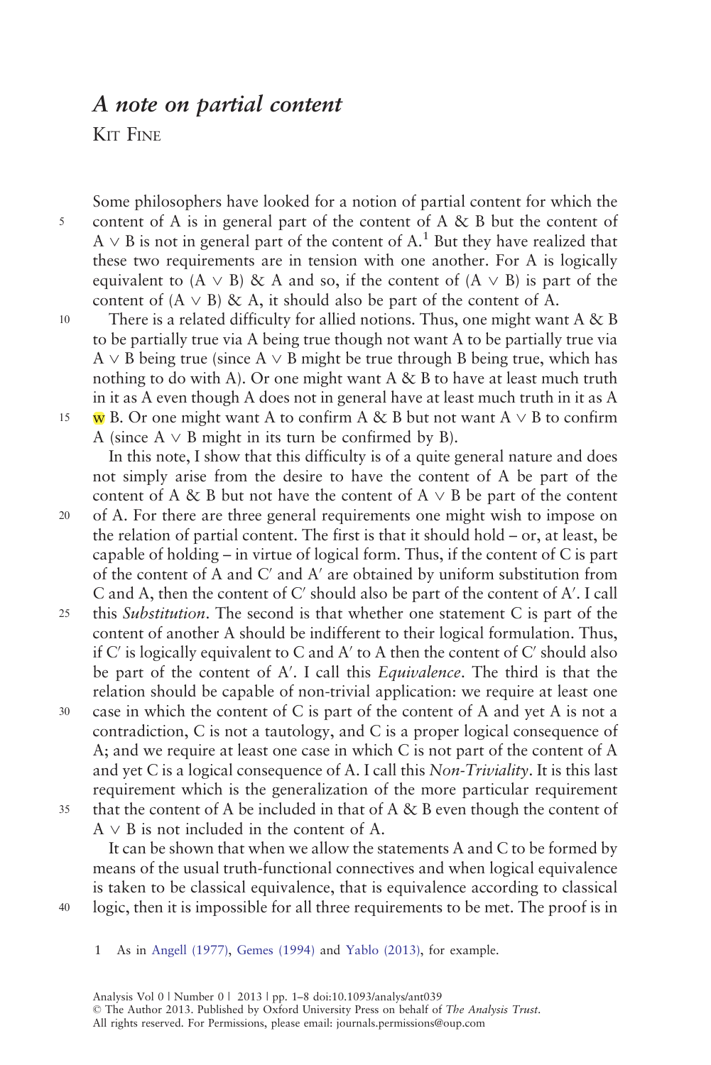# *A note on partial content*

Kit Fine

Some philosophers have looked for a notion of partial content for which the content of A is in general part of the content of A & B but the content of $A \vee B$ is not in general part of the content of A.[1] But they have realized that these two requirements are in tension with one another. For A is logically equivalent to $(A \vee B)$ & A and so, if the content of $(A \vee B)$ is part of the content of $(A \vee B)$ & A, it should also be part of the content of A.

There is a related difficulty for allied notions. Thus, one might want A & B to be partially true via A being true though not want A to be partially true via $A \vee B$ being true (since $A \vee B$ might be true through B being true, which has nothing to do with A). Or one might want A & B to have at least much truth in it as A even though A does not in general have at least much truth in it as A w B. Or one might want A to confirm A & B but not want $A \vee B$ to confirm A (since $A \vee B$ might in its turn be confirmed by B).

In this note, I show that this difficulty is of a quite general nature and does not simply arise from the desire to have the content of A be part of the content of A & B but not have the content of $A \vee B$ be part of the content of A. For there are three general requirements one might wish to impose on the relation of partial content. The first is that it should hold – or, at least, be capable of holding – in virtue of logical form. Thus, if the content of C is part of the content of A and C′ and A′ are obtained by uniform substitution from C and A, then the content of C′ should also be part of the content of A′. I call this *Substitution*. The second is that whether one statement C is part of the content of another A should be indifferent to their logical formulation. Thus, if C′ is logically equivalent to C and A′ to A then the content of C′ should also be part of the content of A′. I call this *Equivalence*. The third is that the relation should be capable of non-trivial application: we require at least one case in which the content of C is part of the content of A and yet A is not a contradiction, C is not a tautology, and C is a proper logical consequence of A; and we require at least one case in which C is not part of the content of A and yet C is a logical consequence of A. I call this *Non-Triviality*. It is this last requirement which is the generalization of the more particular requirement that the content of A be included in that of A & B even though the content of $A \vee B$ is not included in the content of A.

It can be shown that when we allow the statements A and C to be formed by means of the usual truth-functional connectives and when logical equivalence is taken to be classical equivalence, that is equivalence according to classical logic, then it is impossible for all three requirements to be met. The proof is in

[1] As in Angell (1977), Gemes (1994) and Yablo (2013), for example.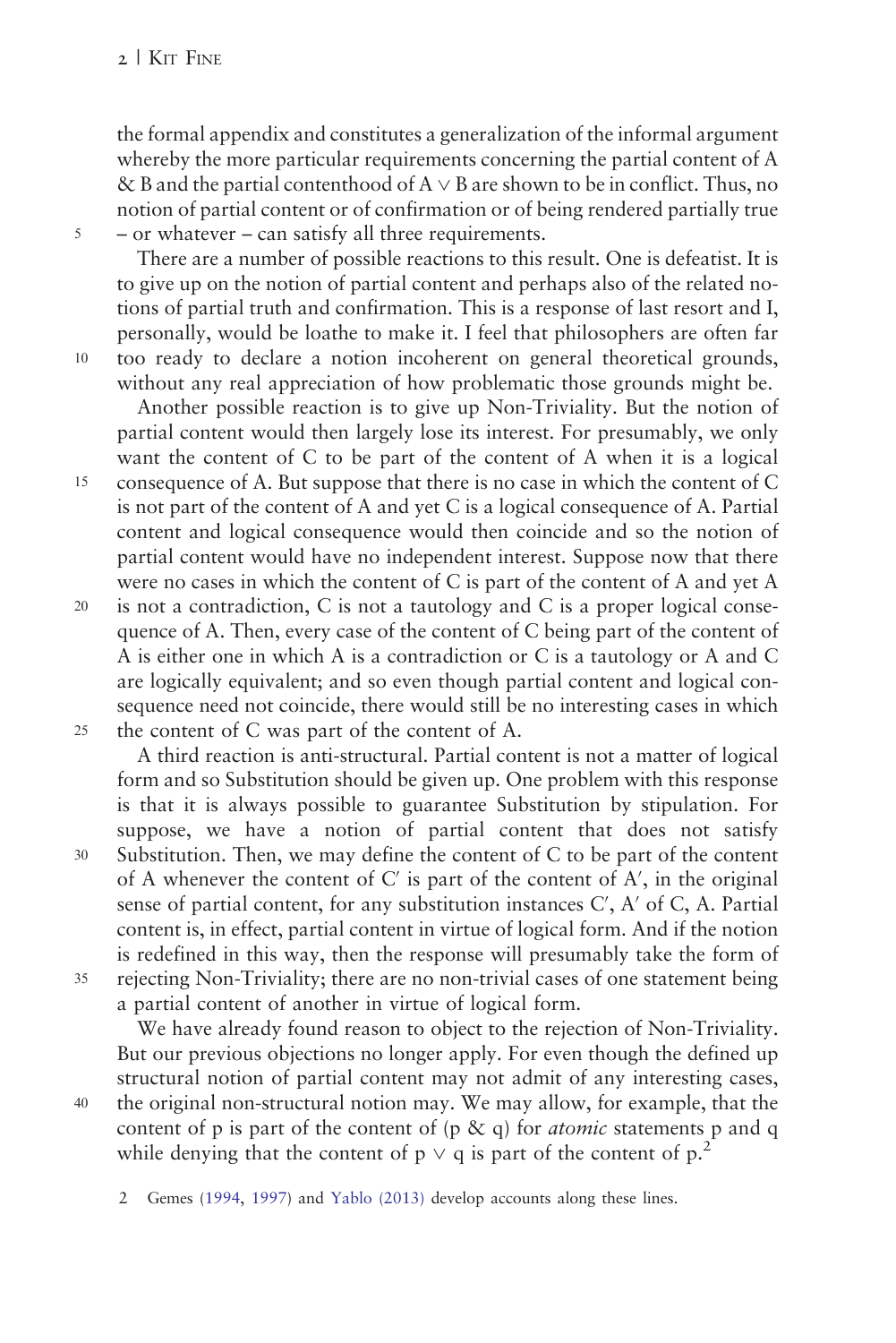the formal appendix and constitutes a generalization of the informal argument whereby the more particular requirements concerning the partial content of A & B and the partial contenthood of A ∨ B are shown to be in conflict. Thus, no notion of partial content or of confirmation or of being rendered partially true – or whatever – can satisfy all three requirements.

There are a number of possible reactions to this result. One is defeatist. It is to give up on the notion of partial content and perhaps also of the related notions of partial truth and confirmation. This is a response of last resort and I, personally, would be loathe to make it. I feel that philosophers are often far too ready to declare a notion incoherent on general theoretical grounds, without any real appreciation of how problematic those grounds might be.

Another possible reaction is to give up Non-Triviality. But the notion of partial content would then largely lose its interest. For presumably, we only want the content of C to be part of the content of A when it is a logical consequence of A. But suppose that there is no case in which the content of C is not part of the content of A and yet C is a logical consequence of A. Partial content and logical consequence would then coincide and so the notion of partial content would have no independent interest. Suppose now that there were no cases in which the content of C is part of the content of A and yet A is not a contradiction, C is not a tautology and C is a proper logical consequence of A. Then, every case of the content of C being part of the content of A is either one in which A is a contradiction or C is a tautology or A and C are logically equivalent; and so even though partial content and logical consequence need not coincide, there would still be no interesting cases in which the content of C was part of the content of A.

A third reaction is anti-structural. Partial content is not a matter of logical form and so Substitution should be given up. One problem with this response is that it is always possible to guarantee Substitution by stipulation. For suppose, we have a notion of partial content that does not satisfy Substitution. Then, we may define the content of C to be part of the content of A whenever the content of C′ is part of the content of A′, in the original sense of partial content, for any substitution instances C′, A′ of C, A. Partial content is, in effect, partial content in virtue of logical form. And if the notion is redefined in this way, then the response will presumably take the form of rejecting Non-Triviality; there are no non-trivial cases of one statement being a partial content of another in virtue of logical form.

We have already found reason to object to the rejection of Non-Triviality. But our previous objections no longer apply. For even though the defined up structural notion of partial content may not admit of any interesting cases, the original non-structural notion may. We may allow, for example, that the content of p is part of the content of (p & q) for *atomic* statements p and q while denying that the content of p ∨ q is part of the content of p.[2]

2 Gemes (1994, 1997) and Yablo (2013) develop accounts along these lines.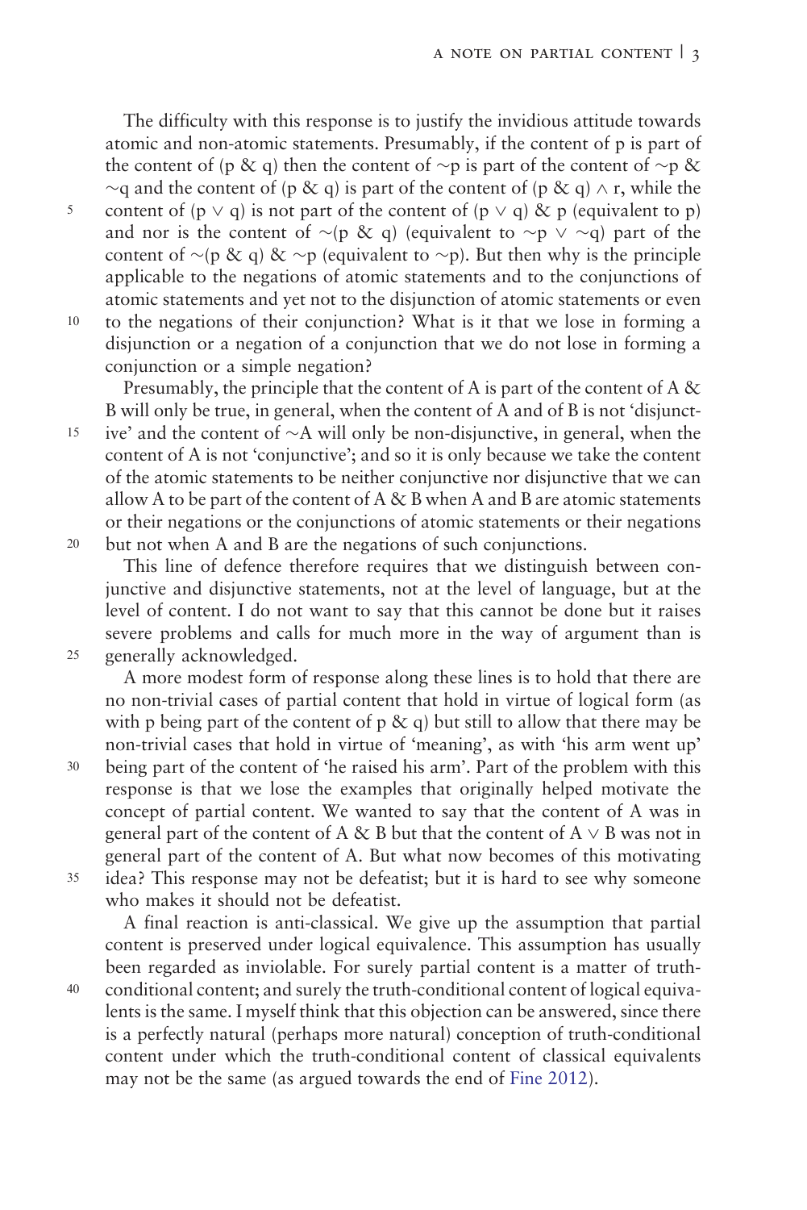The difficulty with this response is to justify the invidious attitude towards atomic and non-atomic statements. Presumably, if the content of p is part of the content of (p & q) then the content of ∼p is part of the content of ∼p & ∼q and the content of (p & q) is part of the content of (p & q) ∧ r, while the content of (p ∨ q) is not part of the content of (p ∨ q) & p (equivalent to p) and nor is the content of ∼(p & q) (equivalent to ∼p ∨ ∼q) part of the content of ∼(p & q) & ∼p (equivalent to ∼p). But then why is the principle applicable to the negations of atomic statements and to the conjunctions of atomic statements and yet not to the disjunction of atomic statements or even to the negations of their conjunction? What is it that we lose in forming a disjunction or a negation of a conjunction that we do not lose in forming a conjunction or a simple negation?

Presumably, the principle that the content of A is part of the content of A & B will only be true, in general, when the content of A and of B is not 'disjunctive' and the content of ∼A will only be non-disjunctive, in general, when the content of A is not 'conjunctive'; and so it is only because we take the content of the atomic statements to be neither conjunctive nor disjunctive that we can allow A to be part of the content of A & B when A and B are atomic statements or their negations or the conjunctions of atomic statements or their negations but not when A and B are the negations of such conjunctions.

This line of defence therefore requires that we distinguish between conjunctive and disjunctive statements, not at the level of language, but at the level of content. I do not want to say that this cannot be done but it raises severe problems and calls for much more in the way of argument than is generally acknowledged.

A more modest form of response along these lines is to hold that there are no non-trivial cases of partial content that hold in virtue of logical form (as with p being part of the content of p & q) but still to allow that there may be non-trivial cases that hold in virtue of 'meaning', as with 'his arm went up' being part of the content of 'he raised his arm'. Part of the problem with this response is that we lose the examples that originally helped motivate the concept of partial content. We wanted to say that the content of A was in general part of the content of A & B but that the content of A ∨ B was not in general part of the content of A. But what now becomes of this motivating idea? This response may not be defeatist; but it is hard to see why someone who makes it should not be defeatist.

A final reaction is anti-classical. We give up the assumption that partial content is preserved under logical equivalence. This assumption has usually been regarded as inviolable. For surely partial content is a matter of truth-conditional content; and surely the truth-conditional content of logical equivalents is the same. I myself think that this objection can be answered, since there is a perfectly natural (perhaps more natural) conception of truth-conditional content under which the truth-conditional content of classical equivalents may not be the same (as argued towards the end of Fine 2012).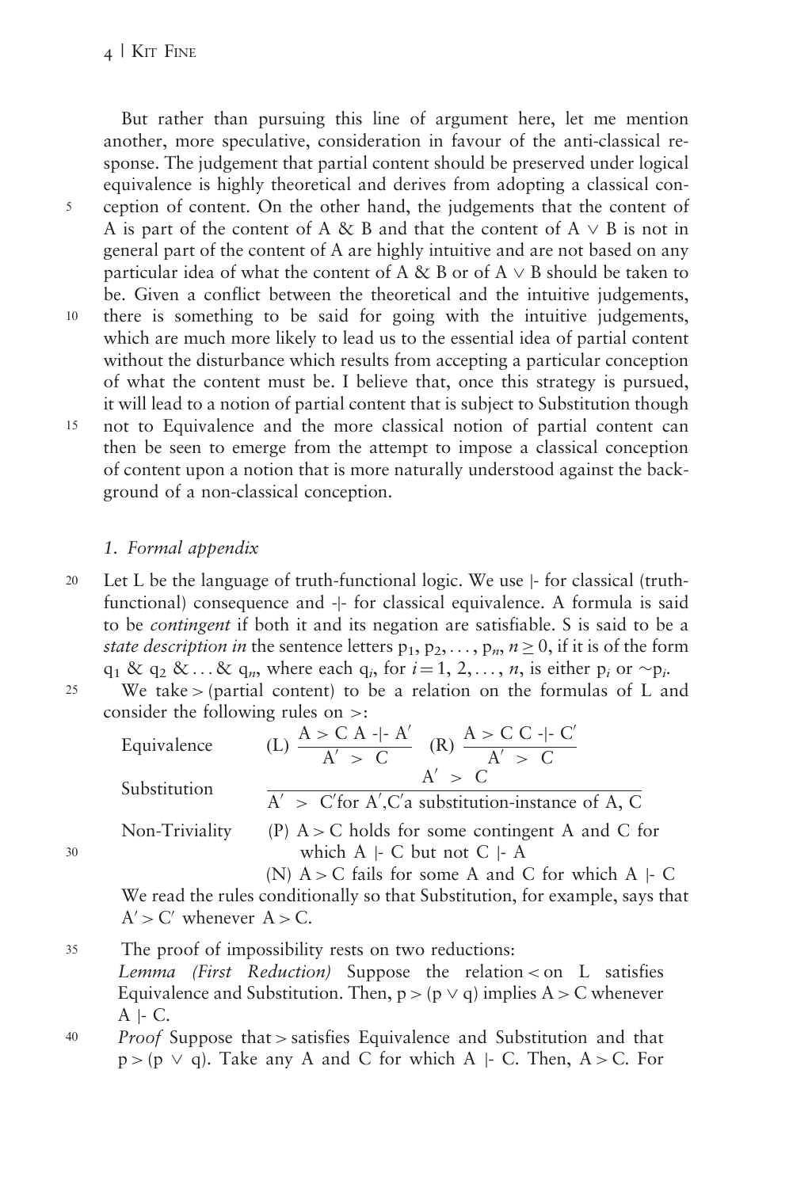But rather than pursuing this line of argument here, let me mention another, more speculative, consideration in favour of the anti-classical response. The judgement that partial content should be preserved under logical equivalence is highly theoretical and derives from adopting a classical conception of content. On the other hand, the judgements that the content of A is part of the content of A & B and that the content of A ∨ B is not in general part of the content of A are highly intuitive and are not based on any particular idea of what the content of A & B or of A ∨ B should be taken to be. Given a conflict between the theoretical and the intuitive judgements, there is something to be said for going with the intuitive judgements, which are much more likely to lead us to the essential idea of partial content without the disturbance which results from accepting a particular conception of what the content must be. I believe that, once this strategy is pursued, it will lead to a notion of partial content that is subject to Substitution though not to Equivalence and the more classical notion of partial content can then be seen to emerge from the attempt to impose a classical conception of content upon a notion that is more naturally understood against the background of a non-classical conception.

### 1. *Formal appendix*

Let L be the language of truth-functional logic. We use |- for classical (truth-functional) consequence and -|- for classical equivalence. A formula is said to be *contingent* if both it and its negation are satisfiable. S is said to be a *state description in* the sentence letters $p_1, p_2, \ldots, p_n$, $n \geq 0$, if it is of the form $q_1$ & $q_2$ & … & $q_n$, where each $q_i$, for $i = 1, 2, \ldots, n$, is either $p_i$ or $\sim p_i$.

We take > (partial content) to be a relation on the formulas of L and consider the following rules on >:

Equivalence (L) $\dfrac{A > C \quad A \dashv\vdash A'}{A' > C}$ (R) $\dfrac{A > C \quad C \dashv\vdash C'}{A' > C}$

Substitution $\dfrac{A' > C}{A' > C' \text{ for } A', C' \text{ a substitution-instance of } A, C}$

Non-Triviality (P) A > C holds for some contingent A and C for which A |- C but not C |- A

(N) A > C fails for some A and C for which A |- C

We read the rules conditionally so that Substitution, for example, says that $A' > C'$ whenever $A > C$.

The proof of impossibility rests on two reductions:

*Lemma (First Reduction)* Suppose the relation < on L satisfies Equivalence and Substitution. Then, p > (p ∨ q) implies A > C whenever A |- C.

*Proof* Suppose that > satisfies Equivalence and Substitution and that p > (p ∨ q). Take any A and C for which A |- C. Then, A > C. For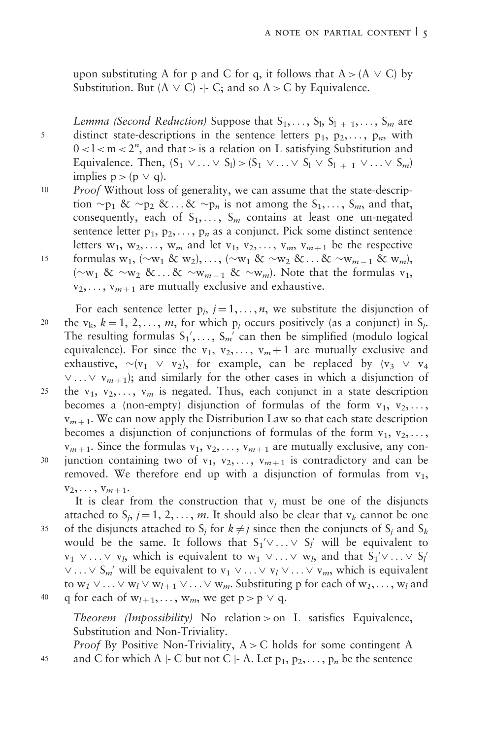upon substituting A for p and C for q, it follows that $A > (A \vee C)$ by Substitution. But $(A \vee C)$ -|- C; and so $A > C$ by Equivalence.

*Lemma (Second Reduction)* Suppose that $S_1, \ldots, S_l, S_{l+1}, \ldots, S_m$ are distinct state-descriptions in the sentence letters $p_1, p_2, \ldots, p_n$, with $0 < l < m < 2^n$, and that $>$ is a relation on L satisfying Substitution and Equivalence. Then, $(S_1 \vee \ldots \vee S_l) > (S_1 \vee \ldots \vee S_l \vee S_{l+1} \vee \ldots \vee S_m)$ implies $p > (p \vee q)$.

*Proof* Without loss of generality, we can assume that the state-description $\sim p_1 \,\&\, \sim p_2 \,\&\ldots\&\, \sim p_n$ is not among the $S_1, \ldots, S_m$, and that, consequently, each of $S_1, \ldots, S_m$ contains at least one un-negated sentence letter $p_1, p_2, \ldots, p_n$ as a conjunct. Pick some distinct sentence letters $w_1, w_2, \ldots, w_m$ and let $v_1, v_2, \ldots, v_m, v_{m+1}$ be the respective formulas $w_1$, $(\sim w_1 \,\&\, w_2), \ldots, (\sim w_1 \,\&\, \sim w_2 \,\&\ldots\&\, \sim w_{m-1} \,\&\, w_m)$, $(\sim w_1 \,\&\, \sim w_2 \,\&\ldots\&\, \sim w_{m-1} \,\&\, \sim w_m)$. Note that the formulas $v_1, v_2, \ldots, v_{m+1}$ are mutually exclusive and exhaustive.

For each sentence letter $p_j$, $j = 1, \ldots, n$, we substitute the disjunction of the $v_k$, $k = 1, 2, \ldots, m$, for which $p_j$ occurs positively (as a conjunct) in $S_j$. The resulting formulas $S_1', \ldots, S_m'$ can then be simplified (modulo logical equivalence). For since the $v_1, v_2, \ldots, v_m + 1$ are mutually exclusive and exhaustive, $\sim(v_1 \vee v_2)$, for example, can be replaced by $(v_3 \vee v_4 \vee \ldots \vee v_{m+1})$; and similarly for the other cases in which a disjunction of the $v_1, v_2, \ldots, v_m$ is negated. Thus, each conjunct in a state description becomes a (non-empty) disjunction of formulas of the form $v_1, v_2, \ldots, v_{m+1}$. We can now apply the Distribution Law so that each state description becomes a disjunction of conjunctions of formulas of the form $v_1, v_2, \ldots, v_{m+1}$. Since the formulas $v_1, v_2, \ldots, v_{m+1}$ are mutually exclusive, any conjunction containing two of $v_1, v_2, \ldots, v_{m+1}$ is contradictory and can be removed. We therefore end up with a disjunction of formulas from $v_1, v_2, \ldots, v_{m+1}$.

It is clear from the construction that $v_j$ must be one of the disjuncts attached to $S_j$, $j = 1, 2, \ldots, m$. It should also be clear that $v_k$ cannot be one of the disjuncts attached to $S_j$ for $k \neq j$ since then the conjuncts of $S_j$ and $S_k$ would be the same. It follows that $S_1' \vee \ldots \vee S_l'$ will be equivalent to $v_1 \vee \ldots \vee v_l$, which is equivalent to $w_1 \vee \ldots \vee w_l$, and that $S_1' \vee \ldots \vee S_l' \vee \ldots \vee S_m'$ will be equivalent to $v_1 \vee \ldots \vee v_l \vee \ldots \vee v_m$, which is equivalent to $w_1 \vee \ldots \vee w_l \vee w_{l+1} \vee \ldots \vee w_m$. Substituting p for each of $w_1, \ldots, w_l$ and q for each of $w_{l+1}, \ldots, w_m$, we get $p > p \vee q$.

*Theorem (Impossibility)* No relation $>$ on L satisfies Equivalence, Substitution and Non-Triviality.

*Proof* By Positive Non-Triviality, $A > C$ holds for some contingent A and C for which A |- C but not C |- A. Let $p_1, p_2, \ldots, p_n$ be the sentence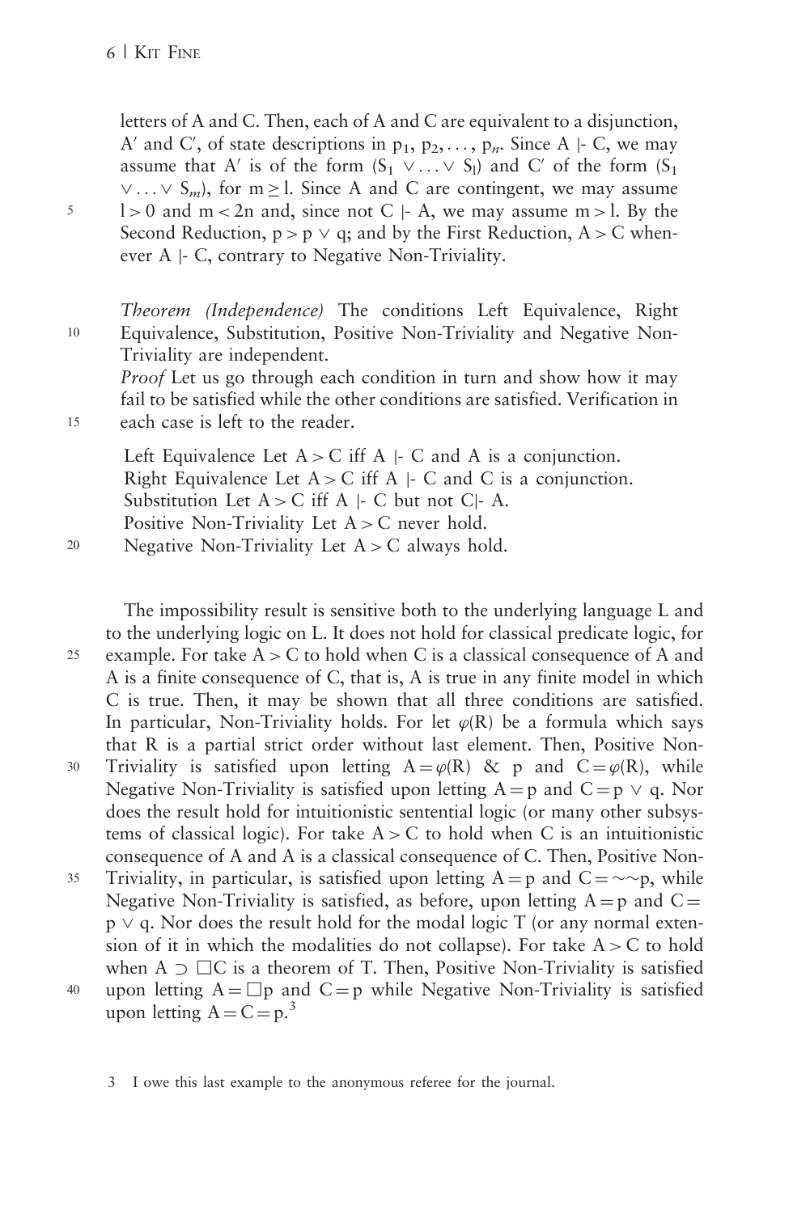letters of A and C. Then, each of A and C are equivalent to a disjunction, $A'$ and $C'$, of state descriptions in $p_1, p_2, \ldots, p_n$. Since A |- C, we may assume that $A'$ is of the form $(S_1 \vee \ldots \vee S_l)$ and $C'$ of the form $(S_1 \vee \ldots \vee S_m)$, for $m \geq l$. Since A and C are contingent, we may assume $l > 0$ and $m < 2n$ and, since not C |- A, we may assume $m > l$. By the Second Reduction, $p > p \vee q$; and by the First Reduction, $A > C$ whenever A |- C, contrary to Negative Non-Triviality.

*Theorem (Independence)* The conditions Left Equivalence, Right Equivalence, Substitution, Positive Non-Triviality and Negative Non-Triviality are independent.

*Proof* Let us go through each condition in turn and show how it may fail to be satisfied while the other conditions are satisfied. Verification in each case is left to the reader.

Left Equivalence Let $A > C$ iff A |- C and A is a conjunction.
Right Equivalence Let $A > C$ iff A |- C and C is a conjunction.
Substitution Let $A > C$ iff A |- C but not C|- A.
Positive Non-Triviality Let $A > C$ never hold.
Negative Non-Triviality Let $A > C$ always hold.

The impossibility result is sensitive both to the underlying language L and to the underlying logic on L. It does not hold for classical predicate logic, for example. For take $A > C$ to hold when C is a classical consequence of A and A is a finite consequence of C, that is, A is true in any finite model in which C is true. Then, it may be shown that all three conditions are satisfied. In particular, Non-Triviality holds. For let $\varphi(R)$ be a formula which says that R is a partial strict order without last element. Then, Positive Non-Triviality is satisfied upon letting $A = \varphi(R)$ & p and $C = \varphi(R)$, while Negative Non-Triviality is satisfied upon letting $A = p$ and $C = p \vee q$. Nor does the result hold for intuitionistic sentential logic (or many other subsystems of classical logic). For take $A > C$ to hold when C is an intuitionistic consequence of A and A is a classical consequence of C. Then, Positive Non-Triviality, in particular, is satisfied upon letting $A = p$ and $C = \sim\sim p$, while Negative Non-Triviality is satisfied, as before, upon letting $A = p$ and $C = p \vee q$. Nor does the result hold for the modal logic T (or any normal extension of it in which the modalities do not collapse). For take $A > C$ to hold when $A \supset \Box C$ is a theorem of T. Then, Positive Non-Triviality is satisfied upon letting $A = \Box p$ and $C = p$ while Negative Non-Triviality is satisfied upon letting $A = C = p$.[3]

[3] I owe this last example to the anonymous referee for the journal.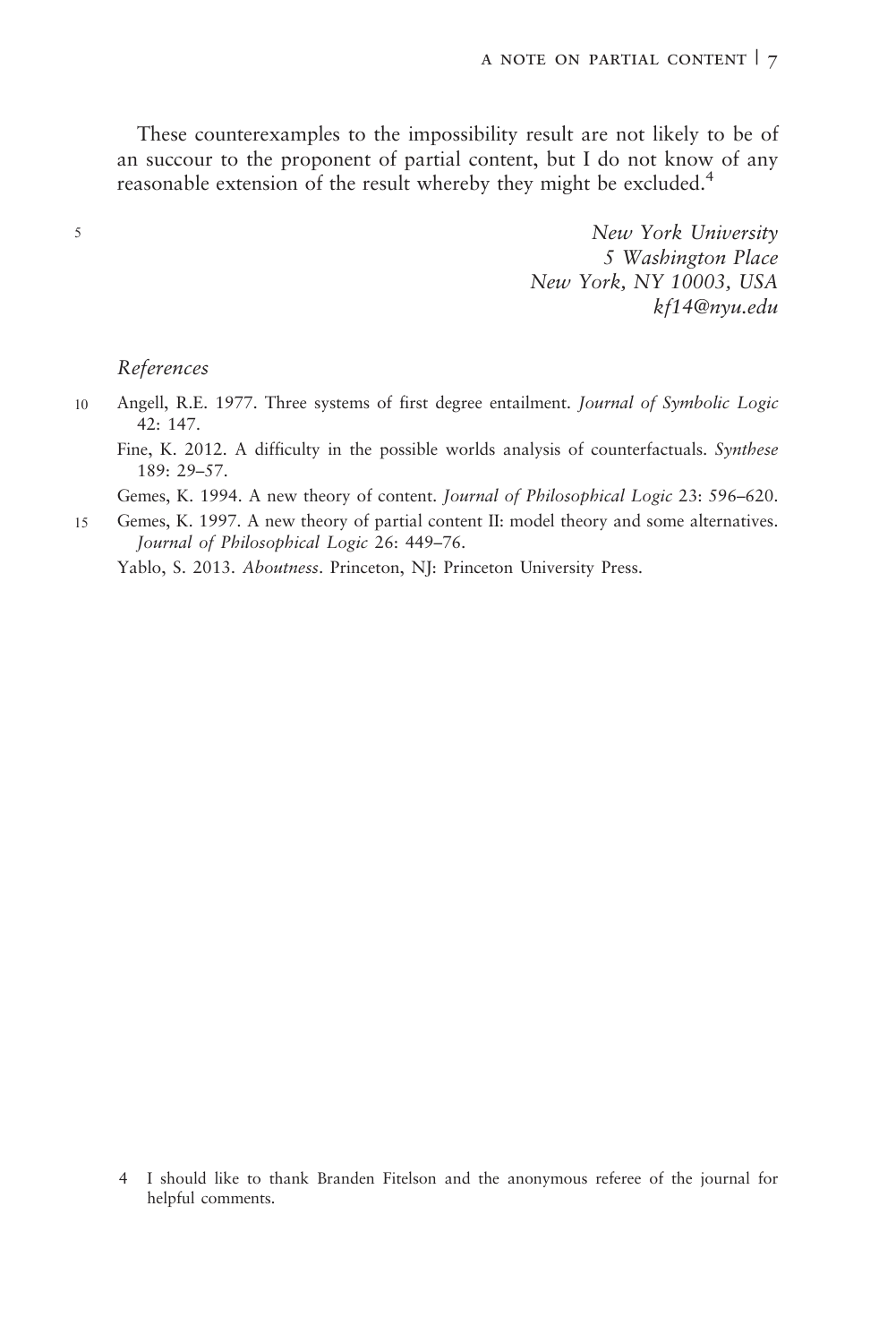These counterexamples to the impossibility result are not likely to be of an succour to the proponent of partial content, but I do not know of any reasonable extension of the result whereby they might be excluded.[4]

*New York University*
*5 Washington Place*
*New York, NY 10003, USA*
*kf14@nyu.edu*

## References

Angell, R.E. 1977. Three systems of first degree entailment. *Journal of Symbolic Logic* 42: 147.

Fine, K. 2012. A difficulty in the possible worlds analysis of counterfactuals. *Synthese* 189: 29–57.

Gemes, K. 1994. A new theory of content. *Journal of Philosophical Logic* 23: 596–620.

Gemes, K. 1997. A new theory of partial content II: model theory and some alternatives. *Journal of Philosophical Logic* 26: 449–76.

Yablo, S. 2013. *Aboutness*. Princeton, NJ: Princeton University Press.

4 I should like to thank Branden Fitelson and the anonymous referee of the journal for helpful comments.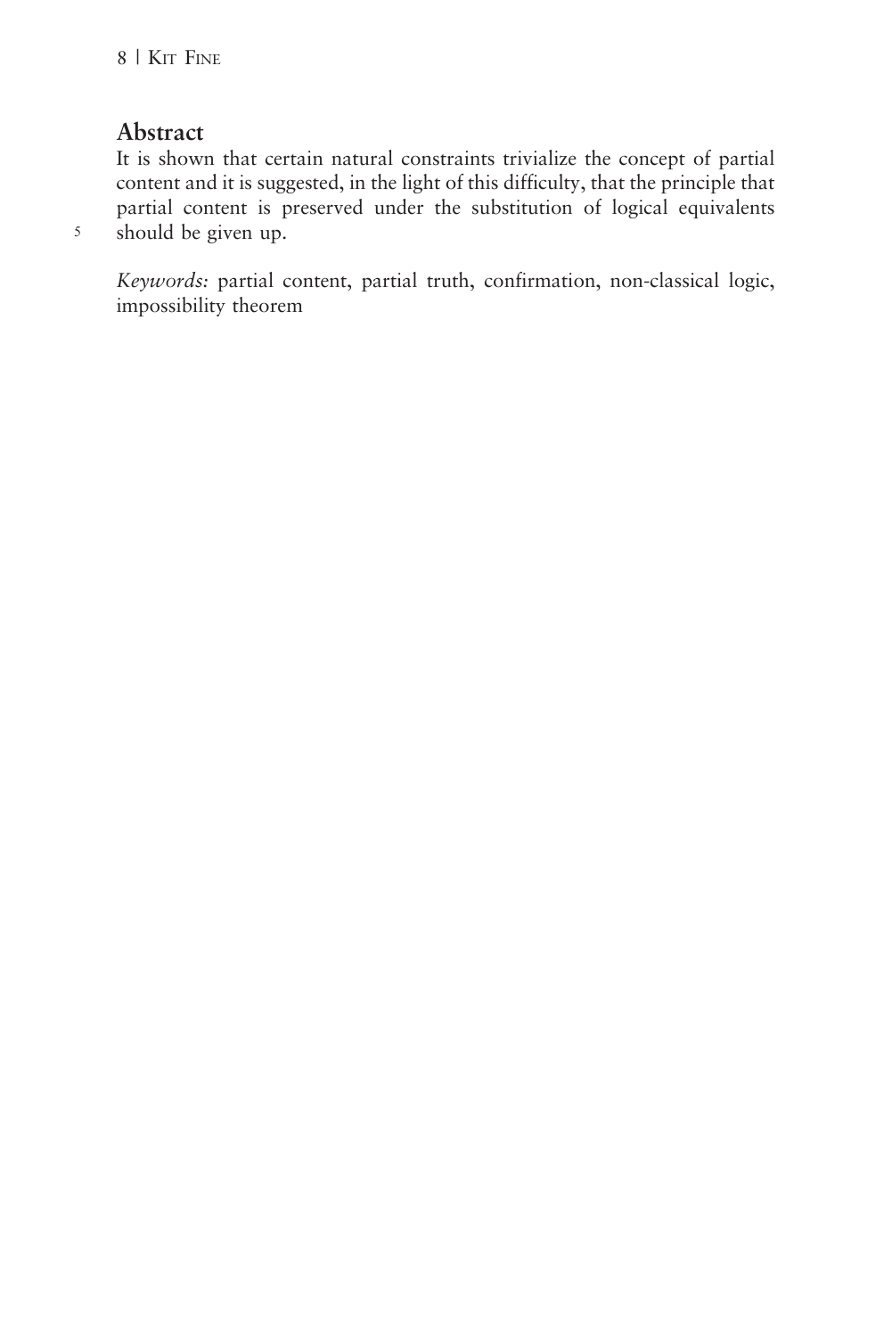## Abstract

It is shown that certain natural constraints trivialize the concept of partial content and it is suggested, in the light of this difficulty, that the principle that partial content is preserved under the substitution of logical equivalents should be given up.

*Keywords:* partial content, partial truth, confirmation, non-classical logic, impossibility theorem